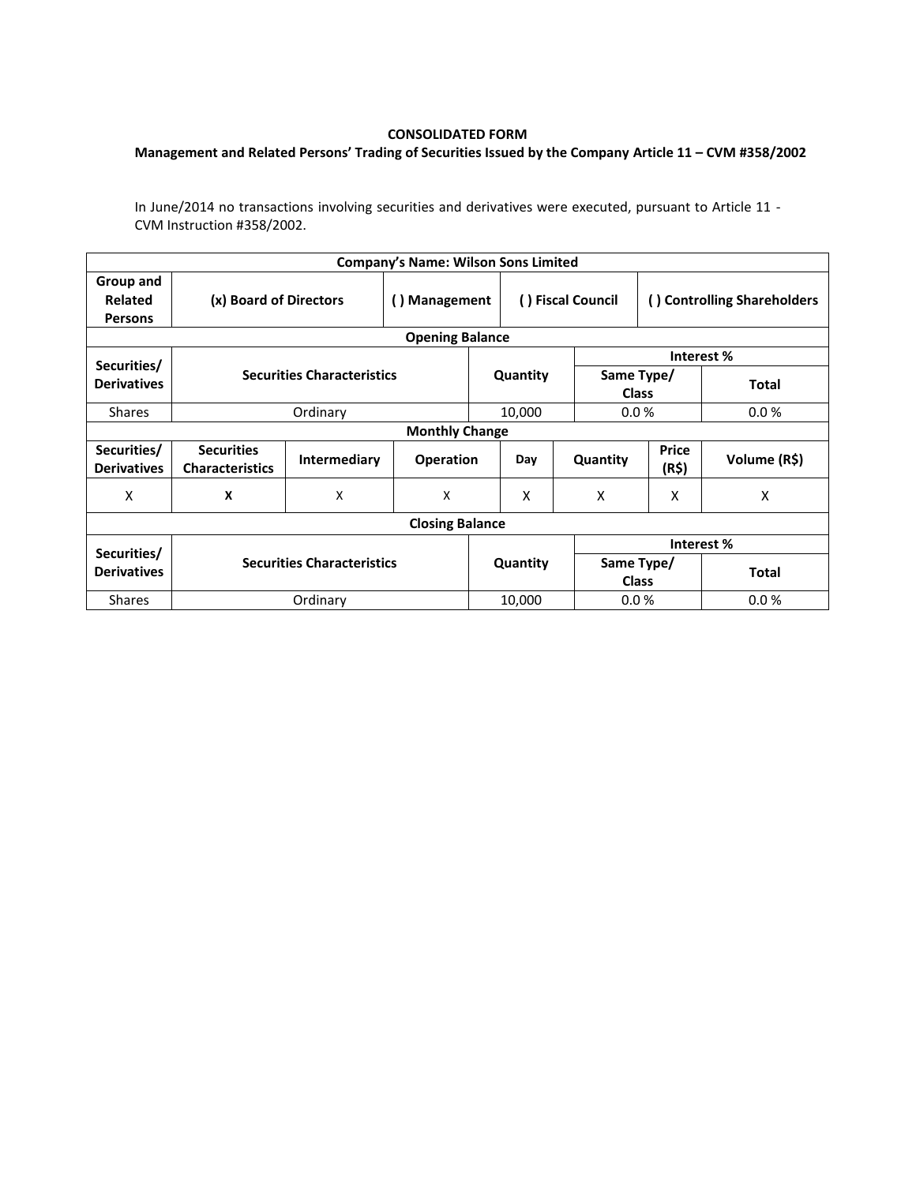**CONSOLIDATED FORM**

**Management and Related Persons' Trading of Securities Issued by the Company Article 11 – CVM #358/2002**

In June/2014 no transactions involving securities and derivatives were executed, pursuant to Article 11 - CVM Instruction #358/2002.

| **Company's Name: Wilson Sons Limited** | | | | | | | |
|---|---|---|---|---|---|---|---|
| **Group and Related Persons** | **(x) Board of Directors** | | **( ) Management** | **( ) Fiscal Council** | | **( ) Controlling Shareholders** | |
| **Opening Balance** | | | | | | | |
| **Securities/ Derivatives** | **Securities Characteristics** | | | **Quantity** | | **Interest %** | |
| | | | | | | **Same Type/ Class** | **Total** |
| Shares | Ordinary | | | 10,000 | | 0.0 % | 0.0 % |
| **Monthly Change** | | | | | | | |
| **Securities/ Derivatives** | **Securities Characteristics** | **Intermediary** | **Operation** | **Day** | **Quantity** | **Price (R$)** | **Volume (R$)** |
| X | **X** | X | X | X | X | X | X |
| **Closing Balance** | | | | | | | |
| **Securities/ Derivatives** | **Securities Characteristics** | | | **Quantity** | | **Interest %** | |
| | | | | | | **Same Type/ Class** | **Total** |
| Shares | Ordinary | | | 10,000 | | 0.0 % | 0.0 % |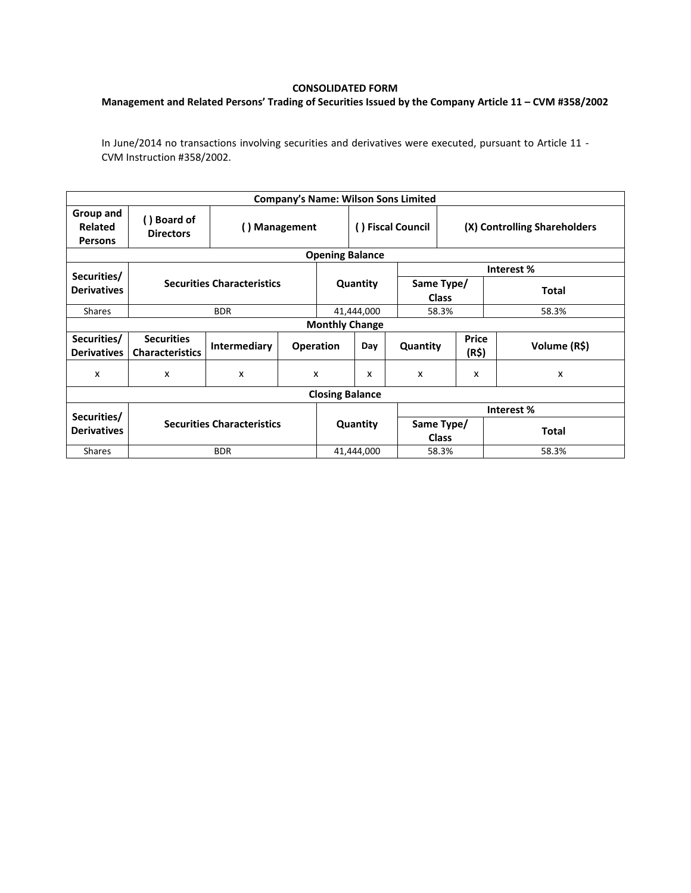**CONSOLIDATED FORM**

**Management and Related Persons' Trading of Securities Issued by the Company Article 11 – CVM #358/2002**

In June/2014 no transactions involving securities and derivatives were executed, pursuant to Article 11 - CVM Instruction #358/2002.

| **Company's Name: Wilson Sons Limited** | | | | | | | |
|---|---|---|---|---|---|---|---|
| **Group and Related Persons** | **( ) Board of Directors** | **( ) Management** | | **( ) Fiscal Council** | **(X) Controlling Shareholders** | | |
| **Opening Balance** | | | | | | | |
| **Securities/ Derivatives** | **Securities Characteristics** | | | **Quantity** | **Interest %** | | |
| | | | | | **Same Type/ Class** | | **Total** |
| Shares | BDR | | | 41,444,000 | 58.3% | | 58.3% |
| **Monthly Change** | | | | | | | |
| **Securities/ Derivatives** | **Securities Characteristics** | **Intermediary** | **Operation** | **Day** | **Quantity** | **Price (R$)** | **Volume (R$)** |
| x | x | x | x | x | x | x | x |
| **Closing Balance** | | | | | | | |
| **Securities/ Derivatives** | **Securities Characteristics** | | | **Quantity** | **Interest %** | | |
| | | | | | **Same Type/ Class** | | **Total** |
| Shares | BDR | | | 41,444,000 | 58.3% | | 58.3% |